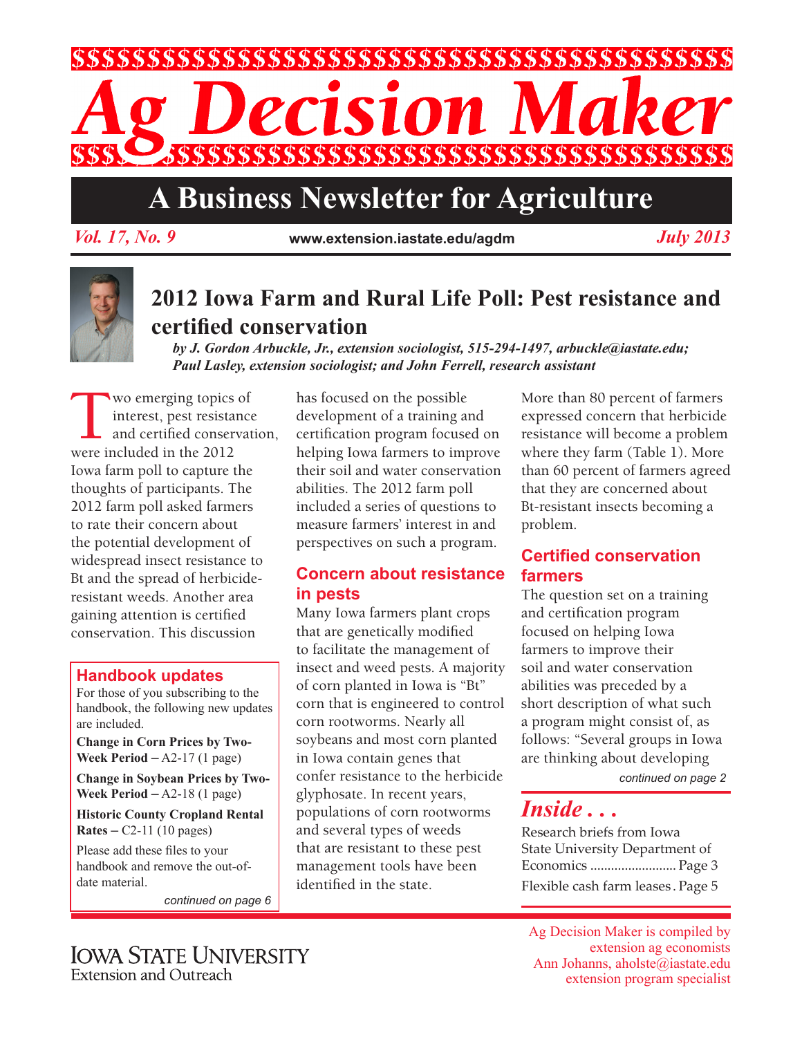# Ag Decision Maker

## A Business Newsletter for Agriculture

*Vol. 17, No. 9* www.extension.iastate.edu/agdm *July 2013*

# 2012 Iowa Farm and Rural Life Poll: Pest resistance and certified conservation

*by J. Gordon Arbuckle, Jr., extension sociologist, 515-294-1497, arbuckle@iastate.edu; Paul Lasley, extension sociologist; and John Ferrell, research assistant*

Two emerging topics of interest, pest resistance and certified conservation, were included in the 2012 Iowa farm poll to capture the thoughts of participants. The 2012 farm poll asked farmers to rate their concern about the potential development of widespread insect resistance to Bt and the spread of herbicide-resistant weeds. Another area gaining attention is certified conservation. This discussion has focused on the possible development of a training and certification program focused on helping Iowa farmers to improve their soil and water conservation abilities. The 2012 farm poll included a series of questions to measure farmers' interest in and perspectives on such a program.

### Concern about resistance in pests

Many Iowa farmers plant crops that are genetically modified to facilitate the management of insect and weed pests. A majority of corn planted in Iowa is "Bt" corn that is engineered to control corn rootworms. Nearly all soybeans and most corn planted in Iowa contain genes that confer resistance to the herbicide glyphosate. In recent years, populations of corn rootworms and several types of weeds that are resistant to these pest management tools have been identified in the state.

More than 80 percent of farmers expressed concern that herbicide resistance will become a problem where they farm (Table 1). More than 60 percent of farmers agreed that they are concerned about Bt-resistant insects becoming a problem.

### Certified conservation farmers

The question set on a training and certification program focused on helping Iowa farmers to improve their soil and water conservation abilities was preceded by a short description of what such a program might consist of, as follows: "Several groups in Iowa are thinking about developing

*continued on page 2*

### Handbook updates

For those of you subscribing to the handbook, the following new updates are included.

**Change in Corn Prices by Two-Week Period** – A2-17 (1 page)

**Change in Soybean Prices by Two-Week Period** – A2-18 (1 page)

**Historic County Cropland Rental Rates** – C2-11 (10 pages)

Please add these files to your handbook and remove the out-of-date material.

*continued on page 6*

### *Inside . . .*

Research briefs from Iowa State University Department of Economics ......................... Page 3

Flexible cash farm leases . Page 5

Iowa State University Extension and Outreach

Ag Decision Maker is compiled by extension ag economists
Ann Johanns, aholste@iastate.edu
extension program specialist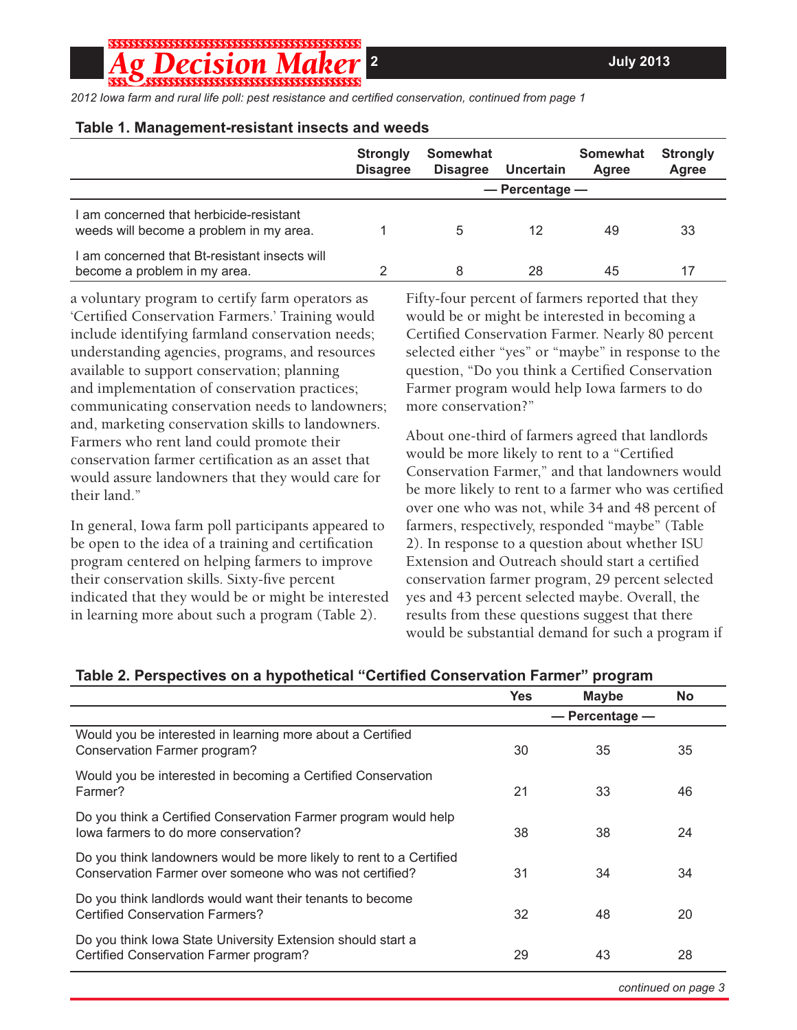*2012 Iowa farm and rural life poll: pest resistance and certified conservation, continued from page 1*

**Table 1. Management-resistant insects and weeds**

| | Strongly Disagree | Somewhat Disagree | Uncertain | Somewhat Agree | Strongly Agree |
|---|---|---|---|---|---|
| | — Percentage — | | | | |
| I am concerned that herbicide-resistant weeds will become a problem in my area. | 1 | 5 | 12 | 49 | 33 |
| I am concerned that Bt-resistant insects will become a problem in my area. | 2 | 8 | 28 | 45 | 17 |

a voluntary program to certify farm operators as 'Certified Conservation Farmers.' Training would include identifying farmland conservation needs; understanding agencies, programs, and resources available to support conservation; planning and implementation of conservation practices; communicating conservation needs to landowners; and, marketing conservation skills to landowners. Farmers who rent land could promote their conservation farmer certification as an asset that would assure landowners that they would care for their land."

In general, Iowa farm poll participants appeared to be open to the idea of a training and certification program centered on helping farmers to improve their conservation skills. Sixty-five percent indicated that they would be or might be interested in learning more about such a program (Table 2).

Fifty-four percent of farmers reported that they would be or might be interested in becoming a Certified Conservation Farmer. Nearly 80 percent selected either "yes" or "maybe" in response to the question, "Do you think a Certified Conservation Farmer program would help Iowa farmers to do more conservation?"

About one-third of farmers agreed that landlords would be more likely to rent to a "Certified Conservation Farmer," and that landowners would be more likely to rent to a farmer who was certified over one who was not, while 34 and 48 percent of farmers, respectively, responded "maybe" (Table 2). In response to a question about whether ISU Extension and Outreach should start a certified conservation farmer program, 29 percent selected yes and 43 percent selected maybe. Overall, the results from these questions suggest that there would be substantial demand for such a program if

**Table 2. Perspectives on a hypothetical "Certified Conservation Farmer" program**

| | Yes | Maybe | No |
|---|---|---|---|
| | — Percentage — | | |
| Would you be interested in learning more about a Certified Conservation Farmer program? | 30 | 35 | 35 |
| Would you be interested in becoming a Certified Conservation Farmer? | 21 | 33 | 46 |
| Do you think a Certified Conservation Farmer program would help Iowa farmers to do more conservation? | 38 | 38 | 24 |
| Do you think landowners would be more likely to rent to a Certified Conservation Farmer over someone who was not certified? | 31 | 34 | 34 |
| Do you think landlords would want their tenants to become Certified Conservation Farmers? | 32 | 48 | 20 |
| Do you think Iowa State University Extension should start a Certified Conservation Farmer program? | 29 | 43 | 28 |

*continued on page 3*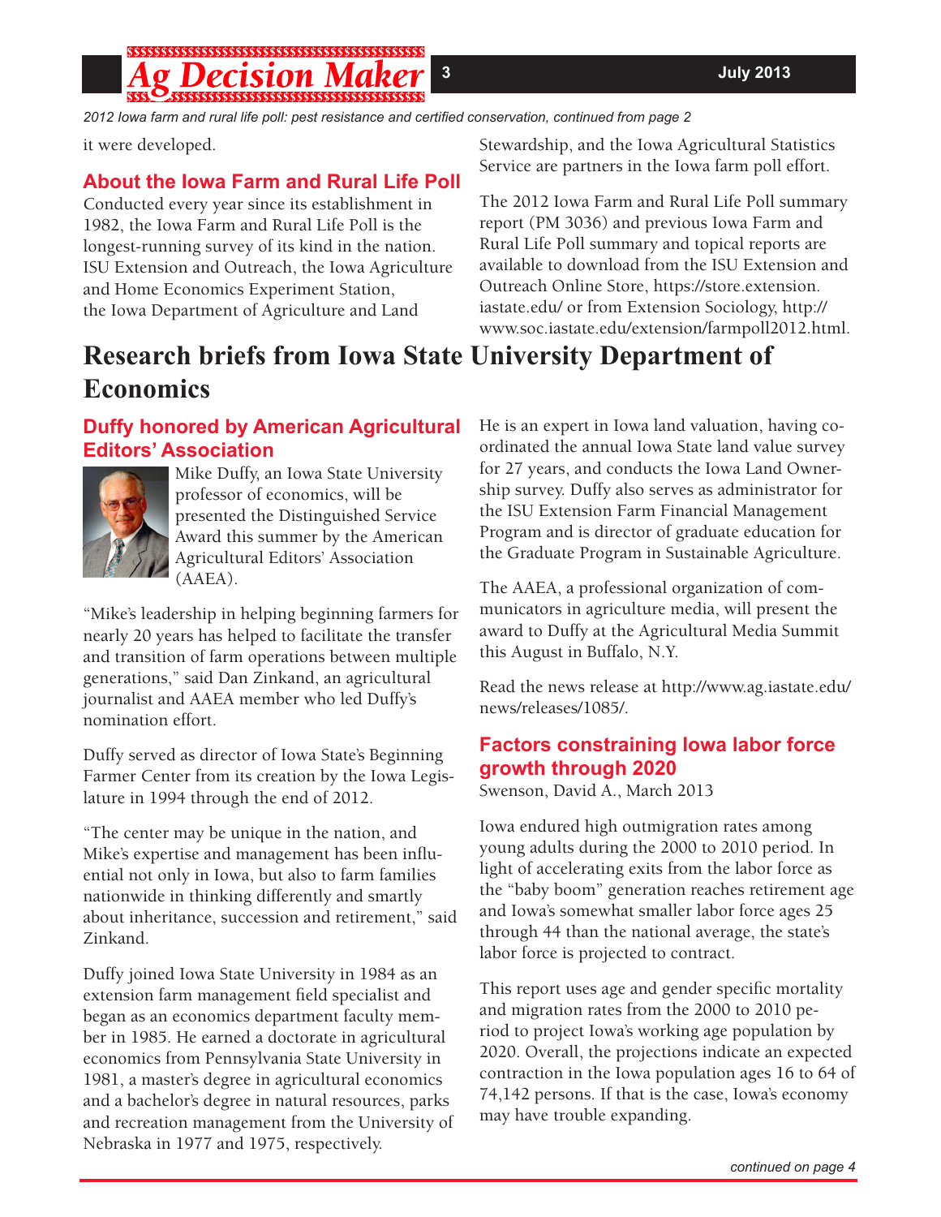*2012 Iowa farm and rural life poll: pest resistance and certified conservation, continued from page 2*

it were developed.

### About the Iowa Farm and Rural Life Poll

Conducted every year since its establishment in 1982, the Iowa Farm and Rural Life Poll is the longest-running survey of its kind in the nation. ISU Extension and Outreach, the Iowa Agriculture and Home Economics Experiment Station, the Iowa Department of Agriculture and Land Stewardship, and the Iowa Agricultural Statistics Service are partners in the Iowa farm poll effort.

The 2012 Iowa Farm and Rural Life Poll summary report (PM 3036) and previous Iowa Farm and Rural Life Poll summary and topical reports are available to download from the ISU Extension and Outreach Online Store, https://store.extension.iastate.edu/ or from Extension Sociology, http://www.soc.iastate.edu/extension/farmpoll2012.html.

## Research briefs from Iowa State University Department of Economics

### Duffy honored by American Agricultural Editors' Association

Mike Duffy, an Iowa State University professor of economics, will be presented the Distinguished Service Award this summer by the American Agricultural Editors' Association (AAEA).

"Mike's leadership in helping beginning farmers for nearly 20 years has helped to facilitate the transfer and transition of farm operations between multiple generations," said Dan Zinkand, an agricultural journalist and AAEA member who led Duffy's nomination effort.

Duffy served as director of Iowa State's Beginning Farmer Center from its creation by the Iowa Legislature in 1994 through the end of 2012.

"The center may be unique in the nation, and Mike's expertise and management has been influential not only in Iowa, but also to farm families nationwide in thinking differently and smartly about inheritance, succession and retirement," said Zinkand.

Duffy joined Iowa State University in 1984 as an extension farm management field specialist and began as an economics department faculty member in 1985. He earned a doctorate in agricultural economics from Pennsylvania State University in 1981, a master's degree in agricultural economics and a bachelor's degree in natural resources, parks and recreation management from the University of Nebraska in 1977 and 1975, respectively.

He is an expert in Iowa land valuation, having coordinated the annual Iowa State land value survey for 27 years, and conducts the Iowa Land Ownership survey. Duffy also serves as administrator for the ISU Extension Farm Financial Management Program and is director of graduate education for the Graduate Program in Sustainable Agriculture.

The AAEA, a professional organization of communicators in agriculture media, will present the award to Duffy at the Agricultural Media Summit this August in Buffalo, N.Y.

Read the news release at http://www.ag.iastate.edu/news/releases/1085/.

### Factors constraining Iowa labor force growth through 2020

Swenson, David A., March 2013

Iowa endured high outmigration rates among young adults during the 2000 to 2010 period. In light of accelerating exits from the labor force as the "baby boom" generation reaches retirement age and Iowa's somewhat smaller labor force ages 25 through 44 than the national average, the state's labor force is projected to contract.

This report uses age and gender specific mortality and migration rates from the 2000 to 2010 period to project Iowa's working age population by 2020. Overall, the projections indicate an expected contraction in the Iowa population ages 16 to 64 of 74,142 persons. If that is the case, Iowa's economy may have trouble expanding.

*continued on page 4*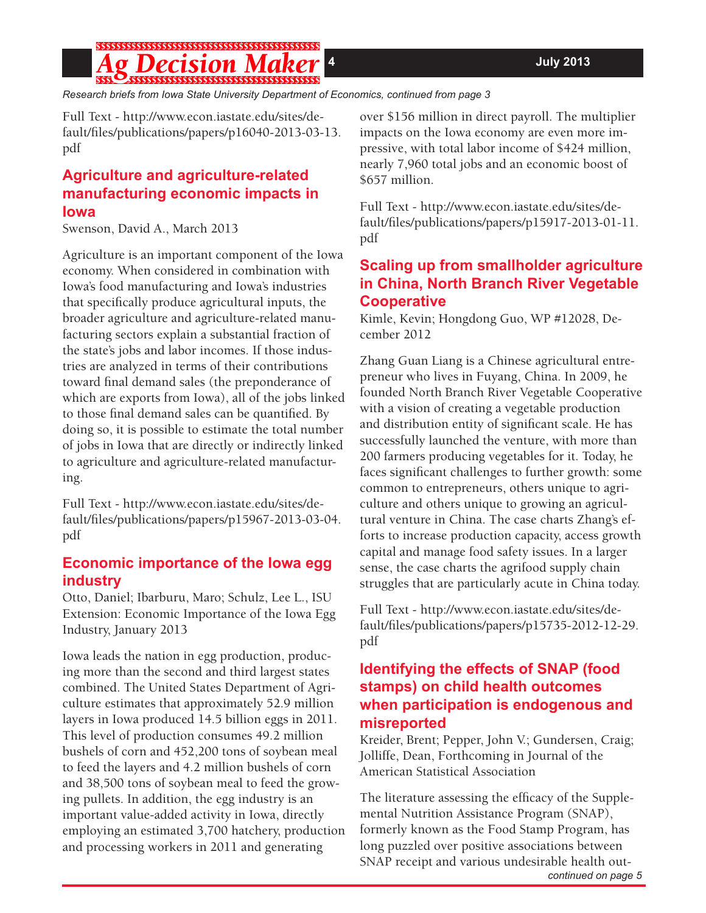*Research briefs from Iowa State University Department of Economics, continued from page 3*

Full Text - http://www.econ.iastate.edu/sites/default/files/publications/papers/p16040-2013-03-13.pdf

## Agriculture and agriculture-related manufacturing economic impacts in Iowa

Swenson, David A., March 2013

Agriculture is an important component of the Iowa economy. When considered in combination with Iowa's food manufacturing and Iowa's industries that specifically produce agricultural inputs, the broader agriculture and agriculture-related manufacturing sectors explain a substantial fraction of the state's jobs and labor incomes. If those industries are analyzed in terms of their contributions toward final demand sales (the preponderance of which are exports from Iowa), all of the jobs linked to those final demand sales can be quantified. By doing so, it is possible to estimate the total number of jobs in Iowa that are directly or indirectly linked to agriculture and agriculture-related manufacturing.

Full Text - http://www.econ.iastate.edu/sites/default/files/publications/papers/p15967-2013-03-04.pdf

## Economic importance of the Iowa egg industry

Otto, Daniel; Ibarburu, Maro; Schulz, Lee L., ISU Extension: Economic Importance of the Iowa Egg Industry, January 2013

Iowa leads the nation in egg production, producing more than the second and third largest states combined. The United States Department of Agriculture estimates that approximately 52.9 million layers in Iowa produced 14.5 billion eggs in 2011. This level of production consumes 49.2 million bushels of corn and 452,200 tons of soybean meal to feed the layers and 4.2 million bushels of corn and 38,500 tons of soybean meal to feed the growing pullets. In addition, the egg industry is an important value-added activity in Iowa, directly employing an estimated 3,700 hatchery, production and processing workers in 2011 and generating over $156 million in direct payroll. The multiplier impacts on the Iowa economy are even more impressive, with total labor income of $424 million, nearly 7,960 total jobs and an economic boost of $657 million.

Full Text - http://www.econ.iastate.edu/sites/default/files/publications/papers/p15917-2013-01-11.pdf

## Scaling up from smallholder agriculture in China, North Branch River Vegetable Cooperative

Kimle, Kevin; Hongdong Guo, WP #12028, December 2012

Zhang Guan Liang is a Chinese agricultural entrepreneur who lives in Fuyang, China. In 2009, he founded North Branch River Vegetable Cooperative with a vision of creating a vegetable production and distribution entity of significant scale. He has successfully launched the venture, with more than 200 farmers producing vegetables for it. Today, he faces significant challenges to further growth: some common to entrepreneurs, others unique to agriculture and others unique to growing an agricultural venture in China. The case charts Zhang's efforts to increase production capacity, access growth capital and manage food safety issues. In a larger sense, the case charts the agrifood supply chain struggles that are particularly acute in China today.

Full Text - http://www.econ.iastate.edu/sites/default/files/publications/papers/p15735-2012-12-29.pdf

## Identifying the effects of SNAP (food stamps) on child health outcomes when participation is endogenous and misreported

Kreider, Brent; Pepper, John V.; Gundersen, Craig; Jolliffe, Dean, Forthcoming in Journal of the American Statistical Association

The literature assessing the efficacy of the Supplemental Nutrition Assistance Program (SNAP), formerly known as the Food Stamp Program, has long puzzled over positive associations between SNAP receipt and various undesirable health out-

*continued on page 5*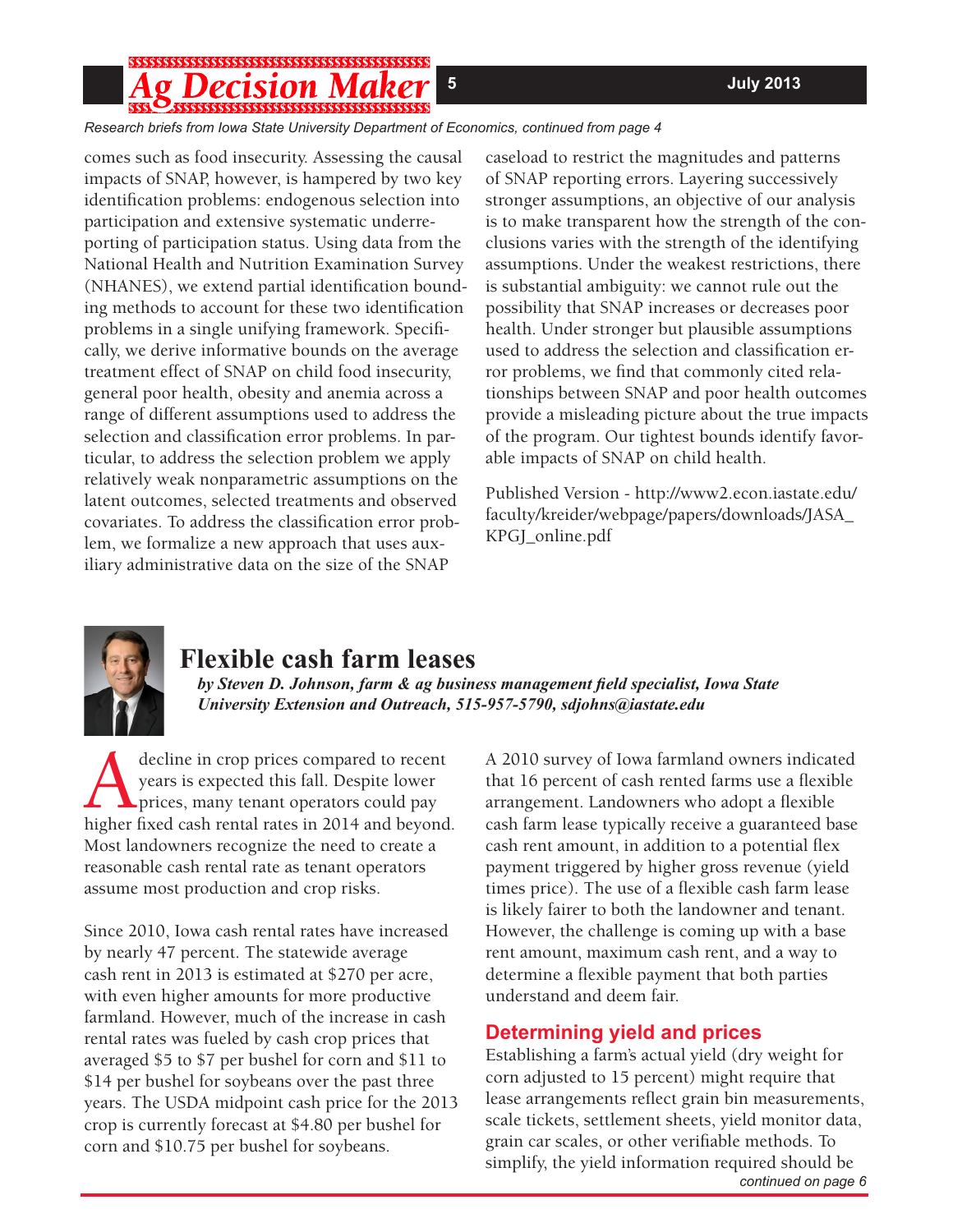*Research briefs from Iowa State University Department of Economics, continued from page 4*

comes such as food insecurity. Assessing the causal impacts of SNAP, however, is hampered by two key identification problems: endogenous selection into participation and extensive systematic underreporting of participation status. Using data from the National Health and Nutrition Examination Survey (NHANES), we extend partial identification bounding methods to account for these two identification problems in a single unifying framework. Specifically, we derive informative bounds on the average treatment effect of SNAP on child food insecurity, general poor health, obesity and anemia across a range of different assumptions used to address the selection and classification error problems. In particular, to address the selection problem we apply relatively weak nonparametric assumptions on the latent outcomes, selected treatments and observed covariates. To address the classification error problem, we formalize a new approach that uses auxiliary administrative data on the size of the SNAP caseload to restrict the magnitudes and patterns of SNAP reporting errors. Layering successively stronger assumptions, an objective of our analysis is to make transparent how the strength of the conclusions varies with the strength of the identifying assumptions. Under the weakest restrictions, there is substantial ambiguity: we cannot rule out the possibility that SNAP increases or decreases poor health. Under stronger but plausible assumptions used to address the selection and classification error problems, we find that commonly cited relationships between SNAP and poor health outcomes provide a misleading picture about the true impacts of the program. Our tightest bounds identify favorable impacts of SNAP on child health.

Published Version - http://www2.econ.iastate.edu/faculty/kreider/webpage/papers/downloads/JASA_KPGJ_online.pdf

# Flexible cash farm leases

***by Steven D. Johnson, farm & ag business management field specialist, Iowa State University Extension and Outreach, 515-957-5790, sdjohns@iastate.edu***

A decline in crop prices compared to recent years is expected this fall. Despite lower prices, many tenant operators could pay higher fixed cash rental rates in 2014 and beyond. Most landowners recognize the need to create a reasonable cash rental rate as tenant operators assume most production and crop risks.

Since 2010, Iowa cash rental rates have increased by nearly 47 percent. The statewide average cash rent in 2013 is estimated at $270 per acre, with even higher amounts for more productive farmland. However, much of the increase in cash rental rates was fueled by cash crop prices that averaged $5 to $7 per bushel for corn and $11 to $14 per bushel for soybeans over the past three years. The USDA midpoint cash price for the 2013 crop is currently forecast at $4.80 per bushel for corn and $10.75 per bushel for soybeans.

A 2010 survey of Iowa farmland owners indicated that 16 percent of cash rented farms use a flexible arrangement. Landowners who adopt a flexible cash farm lease typically receive a guaranteed base cash rent amount, in addition to a potential flex payment triggered by higher gross revenue (yield times price). The use of a flexible cash farm lease is likely fairer to both the landowner and tenant. However, the challenge is coming up with a base rent amount, maximum cash rent, and a way to determine a flexible payment that both parties understand and deem fair.

## Determining yield and prices

Establishing a farm's actual yield (dry weight for corn adjusted to 15 percent) might require that lease arrangements reflect grain bin measurements, scale tickets, settlement sheets, yield monitor data, grain car scales, or other verifiable methods. To simplify, the yield information required should be

*continued on page 6*